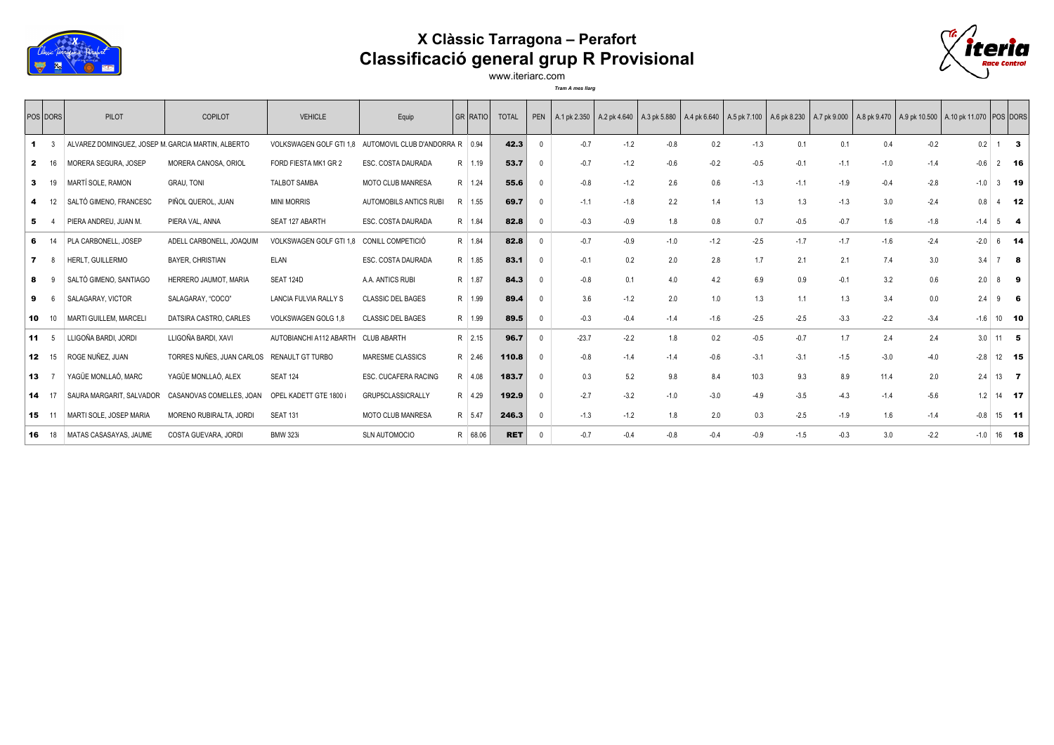# X Clàssic Tarragona – Perafort

## Classificació general grup R Provisional

www.iteriarc.com

*Tram A mes llarg*

| POS | DORS | PILOT | COPILOT | VEHICLE | Equip | GR | RATIO | TOTAL | PEN | A.1 pk 2.350 | A.2 pk 4.640 | A.3 pk 5.880 | A.4 pk 6.640 | A.5 pk 7.100 | A.6 pk 8.230 | A.7 pk 9.000 | A.8 pk 9.470 | A.9 pk 10.500 | A.10 pk 11.070 | POS | DORS |
|---|---|---|---|---|---|---|---|---|---|---|---|---|---|---|---|---|---|---|---|---|---|
| **1** | 3 | ALVAREZ DOMINGUEZ, JOSEP M. | GARCIA MARTIN, ALBERTO | VOLKSWAGEN GOLF GTI 1,8 | AUTOMOVIL CLUB D'ANDORRA | R | 0.94 | **42.3** | 0 | -0.7 | -1.2 | -0.8 | 0.2 | -1.3 | 0.1 | 0.1 | 0.4 | -0.2 | 0.2 | 1 | **3** |
| **2** | 16 | MORERA SEGURA, JOSEP | MORERA CANOSA, ORIOL | FORD FIESTA MK1 GR 2 | ESC. COSTA DAURADA | R | 1.19 | **53.7** | 0 | -0.7 | -1.2 | -0.6 | -0.2 | -0.5 | -0.1 | -1.1 | -1.0 | -1.4 | -0.6 | 2 | **16** |
| **3** | 19 | MARTÍ SOLE, RAMON | GRAU, TONI | TALBOT SAMBA | MOTO CLUB MANRESA | R | 1.24 | **55.6** | 0 | -0.8 | -1.2 | 2.6 | 0.6 | -1.3 | -1.1 | -1.9 | -0.4 | -2.8 | -1.0 | 3 | **19** |
| **4** | 12 | SALTÓ GIMENO, FRANCESC | PIÑOL QUEROL, JUAN | MINI MORRIS | AUTOMOBILS ANTICS RUBI | R | 1.55 | **69.7** | 0 | -1.1 | -1.8 | 2.2 | 1.4 | 1.3 | 1.3 | -1.3 | 3.0 | -2.4 | 0.8 | 4 | **12** |
| **5** | 4 | PIERA ANDREU, JUAN M. | PIERA VAL, ANNA | SEAT 127 ABARTH | ESC. COSTA DAURADA | R | 1.84 | **82.8** | 0 | -0.3 | -0.9 | 1.8 | 0.8 | 0.7 | -0.5 | -0.7 | 1.6 | -1.8 | -1.4 | 5 | **4** |
| **6** | 14 | PLA CARBONELL, JOSEP | ADELL CARBONELL, JOAQUIM | VOLKSWAGEN GOLF GTI 1,8 | CONILL COMPETICIÓ | R | 1.84 | **82.8** | 0 | -0.7 | -0.9 | -1.0 | -1.2 | -2.5 | -1.7 | -1.7 | -1.6 | -2.4 | -2.0 | 6 | **14** |
| **7** | 8 | HERLT, GUILLERMO | BAYER, CHRISTIAN | ELAN | ESC. COSTA DAURADA | R | 1.85 | **83.1** | 0 | -0.1 | 0.2 | 2.0 | 2.8 | 1.7 | 2.1 | 2.1 | 7.4 | 3.0 | 3.4 | 7 | **8** |
| **8** | 9 | SALTÓ GIMENO, SANTIAGO | HERRERO JAUMOT, MARIA | SEAT 124D | A.A. ANTICS RUBI | R | 1.87 | **84.3** | 0 | -0.8 | 0.1 | 4.0 | 4.2 | 6.9 | 0.9 | -0.1 | 3.2 | 0.6 | 2.0 | 8 | **9** |
| **9** | 6 | SALAGARAY, VICTOR | SALAGARAY, "COCO" | LANCIA FULVIA RALLY S | CLASSIC DEL BAGES | R | 1.99 | **89.4** | 0 | 3.6 | -1.2 | 2.0 | 1.0 | 1.3 | 1.1 | 1.3 | 3.4 | 0.0 | 2.4 | 9 | **6** |
| **10** | 10 | MARTI GUILLEM, MARCELI | DATSIRA CASTRO, CARLES | VOLKSWAGEN GOLG 1,8 | CLASSIC DEL BAGES | R | 1.99 | **89.5** | 0 | -0.3 | -0.4 | -1.4 | -1.6 | -2.5 | -2.5 | -3.3 | -2.2 | -3.4 | -1.6 | 10 | **10** |
| **11** | 5 | LLIGOÑA BARDI, JORDI | LLIGOÑA BARDI, XAVI | AUTOBIANCHI A112 ABARTH | CLUB ABARTH | R | 2.15 | **96.7** | 0 | -23.7 | -2.2 | 1.8 | 0.2 | -0.5 | -0.7 | 1.7 | 2.4 | 2.4 | 3.0 | 11 | **5** |
| **12** | 15 | ROGE NUÑEZ, JUAN | TORRES NUÑES, JUAN CARLOS | RENAULT GT TURBO | MARESME CLASSICS | R | 2.46 | **110.8** | 0 | -0.8 | -1.4 | -1.4 | -0.6 | -3.1 | -3.1 | -1.5 | -3.0 | -4.0 | -2.8 | 12 | **15** |
| **13** | 7 | YAGÜE MONLLAÓ, MARC | YAGÜE MONLLAÓ, ALEX | SEAT 124 | ESC. CUCAFERA RACING | R | 4.08 | **183.7** | 0 | 0.3 | 5.2 | 9.8 | 8.4 | 10.3 | 9.3 | 8.9 | 11.4 | 2.0 | 2.4 | 13 | **7** |
| **14** | 17 | SAURA MARGARIT, SALVADOR | CASANOVAS COMELLES, JOAN | OPEL KADETT GTE 1800 i | GRUP5CLASSICRALLY | R | 4.29 | **192.9** | 0 | -2.7 | -3.2 | -1.0 | -3.0 | -4.9 | -3.5 | -4.3 | -1.4 | -5.6 | 1.2 | 14 | **17** |
| **15** | 11 | MARTI SOLE, JOSEP MARIA | MORENO RUBIRALTA, JORDI | SEAT 131 | MOTO CLUB MANRESA | R | 5.47 | **246.3** | 0 | -1.3 | -1.2 | 1.8 | 2.0 | 0.3 | -2.5 | -1.9 | 1.6 | -1.4 | -0.8 | 15 | **11** |
| **16** | 18 | MATAS CASASAYAS, JAUME | COSTA GUEVARA, JORDI | BMW 323i | SLN AUTOMOCIO | R | 68.06 | **RET** | 0 | -0.7 | -0.4 | -0.8 | -0.4 | -0.9 | -1.5 | -0.3 | 3.0 | -2.2 | -1.0 | 16 | **18** |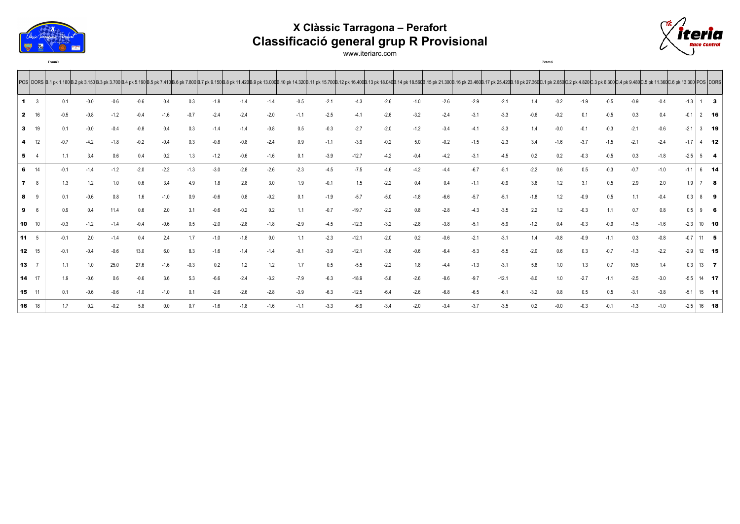# X Clàssic Tarragona – Perafort

## Classificació general grup R Provisional

www.iteriarc.com

*TramB* *TramC*

| POS | DORS | B.1 pk 1.180 | B.2 pk 3.150 | B.3 pk 3.700 | B.4 pk 5.190 | B.5 pk 7.410 | B.6 pk 7.800 | B.7 pk 9.150 | B.8 pk 11.420 | B.9 pk 13.000 | B.10 pk 14.320 | B.11 pk 15.700 | B.12 pk 16.400 | B.13 pk 18.040 | B.14 pk 18.560 | B.15 pk 21.300 | B.16 pk 23.460 | B.17 pk 25.420 | B.18 pk 27.360 | C.1 pk 2.650 | C.2 pk 4.820 | C.3 pk 6.300 | C.4 pk 9.480 | C.5 pk 11.360 | C.6 pk 13.300 | POS | DORS |
|---|---|---|---|---|---|---|---|---|---|---|---|---|---|---|---|---|---|---|---|---|---|---|---|---|---|---|---|
| 1 | 3 | 0.1 | -0.0 | -0.6 | -0.6 | 0.4 | 0.3 | -1.8 | -1.4 | -1.4 | -0.5 | -2.1 | -4.3 | -2.6 | -1.0 | -2.6 | -2.9 | -2.1 | 1.4 | -0.2 | -1.9 | -0.5 | -0.9 | -0.4 | -1.3 | 1 | 3 |
| 2 | 16 | -0.5 | -0.8 | -1.2 | -0.4 | -1.6 | -0.7 | -2.4 | -2.4 | -2.0 | -1.1 | -2.5 | -4.1 | -2.6 | -3.2 | -2.4 | -3.1 | -3.3 | -0.6 | -0.2 | 0.1 | -0.5 | 0.3 | 0.4 | -0.1 | 2 | 16 |
| 3 | 19 | 0.1 | -0.0 | -0.4 | -0.8 | 0.4 | 0.3 | -1.4 | -1.4 | -0.8 | 0.5 | -0.3 | -2.7 | -2.0 | -1.2 | -3.4 | -4.1 | -3.3 | 1.4 | -0.0 | -0.1 | -0.3 | -2.1 | -0.6 | -2.1 | 3 | 19 |
| 4 | 12 | -0.7 | -4.2 | -1.8 | -0.2 | -0.4 | 0.3 | -0.8 | -0.8 | -2.4 | 0.9 | -1.1 | -3.9 | -0.2 | 5.0 | -0.2 | -1.5 | -2.3 | 3.4 | -1.6 | -3.7 | -1.5 | -2.1 | -2.4 | -1.7 | 4 | 12 |
| 5 | 4 | 1.1 | 3.4 | 0.6 | 0.4 | 0.2 | 1.3 | -1.2 | -0.6 | -1.6 | 0.1 | -3.9 | -12.7 | -4.2 | -0.4 | -4.2 | -3.1 | -4.5 | 0.2 | 0.2 | -0.3 | -0.5 | 0.3 | -1.8 | -2.5 | 5 | 4 |
| 6 | 14 | -0.1 | -1.4 | -1.2 | -2.0 | -2.2 | -1.3 | -3.0 | -2.8 | -2.6 | -2.3 | -4.5 | -7.5 | -4.6 | -4.2 | -4.4 | -6.7 | -5.1 | -2.2 | 0.6 | 0.5 | -0.3 | -0.7 | -1.0 | -1.1 | 6 | 14 |
| 7 | 8 | 1.3 | 1.2 | 1.0 | 0.6 | 3.4 | 4.9 | 1.8 | 2.8 | 3.0 | 1.9 | -0.1 | 1.5 | -2.2 | 0.4 | 0.4 | -1.1 | -0.9 | 3.6 | 1.2 | 3.1 | 0.5 | 2.9 | 2.0 | 1.9 | 7 | 8 |
| 8 | 9 | 0.1 | -0.6 | 0.8 | 1.6 | -1.0 | 0.9 | -0.6 | 0.8 | -0.2 | 0.1 | -1.9 | -5.7 | -5.0 | -1.8 | -6.6 | -5.7 | -5.1 | -1.8 | 1.2 | -0.9 | 0.5 | 1.1 | -0.4 | 0.3 | 8 | 9 |
| 9 | 6 | 0.9 | 0.4 | 11.4 | 0.6 | 2.0 | 3.1 | -0.6 | -0.2 | 0.2 | 1.1 | -0.7 | -19.7 | -2.2 | 0.8 | -2.8 | -4.3 | -3.5 | 2.2 | 1.2 | -0.3 | 1.1 | 0.7 | 0.8 | 0.5 | 9 | 6 |
| 10 | 10 | -0.3 | -1.2 | -1.4 | -0.4 | -0.6 | 0.5 | -2.0 | -2.8 | -1.8 | -2.9 | -4.5 | -12.3 | -3.2 | -2.8 | -3.8 | -5.1 | -5.9 | -1.2 | 0.4 | -0.3 | -0.9 | -1.5 | -1.6 | -2.3 | 10 | 10 |
| 11 | 5 | -0.1 | 2.0 | -1.4 | 0.4 | 2.4 | 1.7 | -1.0 | -1.8 | 0.0 | 1.1 | -2.3 | -12.1 | -2.0 | 0.2 | -0.6 | -2.1 | -3.1 | 1.4 | -0.8 | -0.9 | -1.1 | 0.3 | -0.8 | -0.7 | 11 | 5 |
| 12 | 15 | -0.1 | -0.4 | -0.6 | 13.0 | 6.0 | 8.3 | -1.6 | -1.4 | -1.4 | -0.1 | -3.9 | -12.1 | -3.6 | -0.6 | -6.4 | -5.3 | -5.5 | -2.0 | 0.6 | 0.3 | -0.7 | -1.3 | -2.2 | -2.9 | 12 | 15 |
| 13 | 7 | 1.1 | 1.0 | 25.0 | 27.6 | -1.6 | -0.3 | 0.2 | 1.2 | 1.2 | 1.7 | 0.5 | -5.5 | -2.2 | 1.8 | -4.4 | -1.3 | -3.1 | 5.8 | 1.0 | 1.3 | 0.7 | 10.5 | 1.4 | 0.3 | 13 | 7 |
| 14 | 17 | 1.9 | -0.6 | 0.6 | -0.6 | 3.6 | 5.3 | -6.6 | -2.4 | -3.2 | -7.9 | -6.3 | -18.9 | -5.8 | -2.6 | -8.6 | -9.7 | -12.1 | -8.0 | 1.0 | -2.7 | -1.1 | -2.5 | -3.0 | -5.5 | 14 | 17 |
| 15 | 11 | 0.1 | -0.6 | -0.6 | -1.0 | -1.0 | 0.1 | -2.6 | -2.6 | -2.8 | -3.9 | -6.3 | -12.5 | -6.4 | -2.6 | -6.8 | -6.5 | -6.1 | -3.2 | 0.8 | 0.5 | 0.5 | -3.1 | -3.8 | -5.1 | 15 | 11 |
| 16 | 18 | 1.7 | 0.2 | -0.2 | 5.8 | 0.0 | 0.7 | -1.6 | -1.8 | -1.6 | -1.1 | -3.3 | -6.9 | -3.4 | -2.0 | -3.4 | -3.7 | -3.5 | 0.2 | -0.0 | -0.3 | -0.1 | -1.3 | -1.0 | -2.5 | 16 | 18 |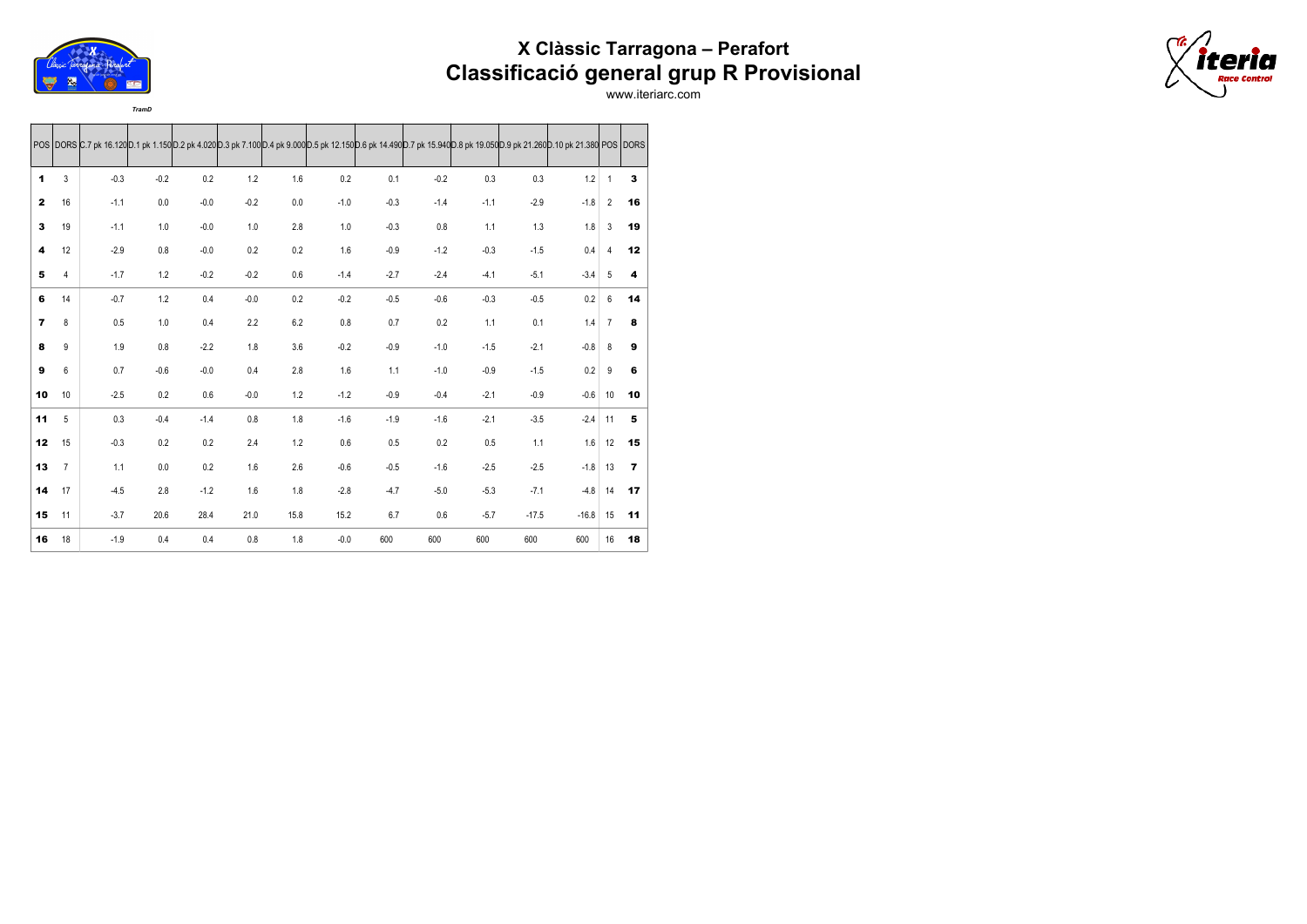# X Clàssic Tarragona – Perafort

## Classificació general grup R Provisional

www.iteriarc.com

*TramD*

| POS | DORS | C.7 pk 16.120 | D.1 pk 1.150 | D.2 pk 4.020 | D.3 pk 7.100 | D.4 pk 9.000 | D.5 pk 12.150 | D.6 pk 14.490 | D.7 pk 15.940 | D.8 pk 19.050 | D.9 pk 21.260 | D.10 pk 21.380 | POS | DORS |
|---|---|---|---|---|---|---|---|---|---|---|---|---|---|---|
| 1 | 3 | -0.3 | -0.2 | 0.2 | 1.2 | 1.6 | 0.2 | 0.1 | -0.2 | 0.3 | 0.3 | 1.2 | 1 | 3 |
| 2 | 16 | -1.1 | 0.0 | -0.0 | -0.2 | 0.0 | -1.0 | -0.3 | -1.4 | -1.1 | -2.9 | -1.8 | 2 | 16 |
| 3 | 19 | -1.1 | 1.0 | -0.0 | 1.0 | 2.8 | 1.0 | -0.3 | 0.8 | 1.1 | 1.3 | 1.8 | 3 | 19 |
| 4 | 12 | -2.9 | 0.8 | -0.0 | 0.2 | 0.2 | 1.6 | -0.9 | -1.2 | -0.3 | -1.5 | 0.4 | 4 | 12 |
| 5 | 4 | -1.7 | 1.2 | -0.2 | -0.2 | 0.6 | -1.4 | -2.7 | -2.4 | -4.1 | -5.1 | -3.4 | 5 | 4 |
| 6 | 14 | -0.7 | 1.2 | 0.4 | -0.0 | 0.2 | -0.2 | -0.5 | -0.6 | -0.3 | -0.5 | 0.2 | 6 | 14 |
| 7 | 8 | 0.5 | 1.0 | 0.4 | 2.2 | 6.2 | 0.8 | 0.7 | 0.2 | 1.1 | 0.1 | 1.4 | 7 | 8 |
| 8 | 9 | 1.9 | 0.8 | -2.2 | 1.8 | 3.6 | -0.2 | -0.9 | -1.0 | -1.5 | -2.1 | -0.8 | 8 | 9 |
| 9 | 6 | 0.7 | -0.6 | -0.0 | 0.4 | 2.8 | 1.6 | 1.1 | -1.0 | -0.9 | -1.5 | 0.2 | 9 | 6 |
| 10 | 10 | -2.5 | 0.2 | 0.6 | -0.0 | 1.2 | -1.2 | -0.9 | -0.4 | -2.1 | -0.9 | -0.6 | 10 | 10 |
| 11 | 5 | 0.3 | -0.4 | -1.4 | 0.8 | 1.8 | -1.6 | -1.9 | -1.6 | -2.1 | -3.5 | -2.4 | 11 | 5 |
| 12 | 15 | -0.3 | 0.2 | 0.2 | 2.4 | 1.2 | 0.6 | 0.5 | 0.2 | 0.5 | 1.1 | 1.6 | 12 | 15 |
| 13 | 7 | 1.1 | 0.0 | 0.2 | 1.6 | 2.6 | -0.6 | -0.5 | -1.6 | -2.5 | -2.5 | -1.8 | 13 | 7 |
| 14 | 17 | -4.5 | 2.8 | -1.2 | 1.6 | 1.8 | -2.8 | -4.7 | -5.0 | -5.3 | -7.1 | -4.8 | 14 | 17 |
| 15 | 11 | -3.7 | 20.6 | 28.4 | 21.0 | 15.8 | 15.2 | 6.7 | 0.6 | -5.7 | -17.5 | -16.8 | 15 | 11 |
| 16 | 18 | -1.9 | 0.4 | 0.4 | 0.8 | 1.8 | -0.0 | 600 | 600 | 600 | 600 | 600 | 16 | 18 |